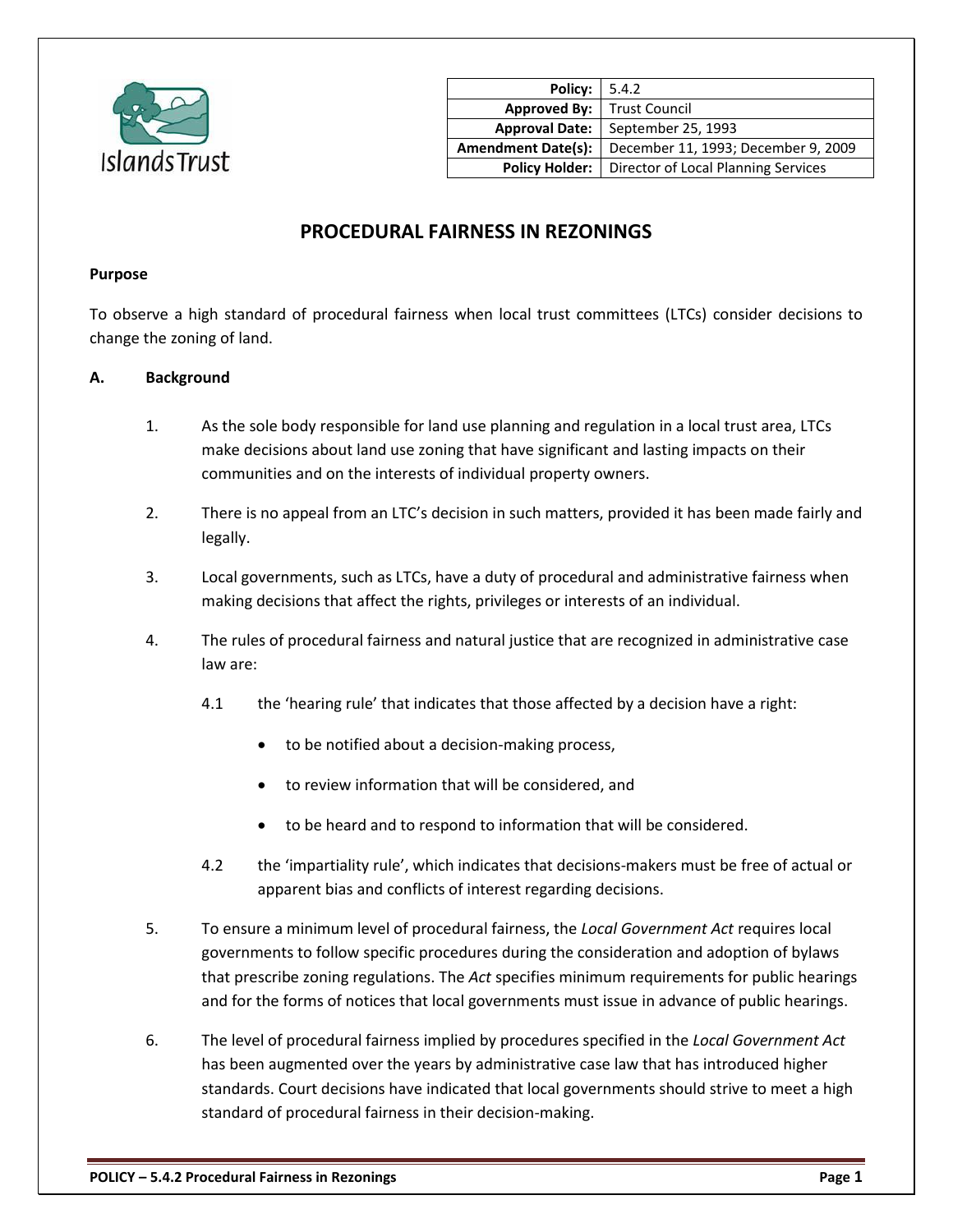| Policy: | 5.4.2 |
|---|---|
| Approved By: | Trust Council |
| Approval Date: | September 25, 1993 |
| Amendment Date(s): | December 11, 1993; December 9, 2009 |
| Policy Holder: | Director of Local Planning Services |

# PROCEDURAL FAIRNESS IN REZONINGS

**Purpose**

To observe a high standard of procedural fairness when local trust committees (LTCs) consider decisions to change the zoning of land.

## A. Background

1. As the sole body responsible for land use planning and regulation in a local trust area, LTCs make decisions about land use zoning that have significant and lasting impacts on their communities and on the interests of individual property owners.

2. There is no appeal from an LTC's decision in such matters, provided it has been made fairly and legally.

3. Local governments, such as LTCs, have a duty of procedural and administrative fairness when making decisions that affect the rights, privileges or interests of an individual.

4. The rules of procedural fairness and natural justice that are recognized in administrative case law are:

   4.1 the 'hearing rule' that indicates that those affected by a decision have a right:

   - to be notified about a decision-making process,
   - to review information that will be considered, and
   - to be heard and to respond to information that will be considered.

   4.2 the 'impartiality rule', which indicates that decisions-makers must be free of actual or apparent bias and conflicts of interest regarding decisions.

5. To ensure a minimum level of procedural fairness, the *Local Government Act* requires local governments to follow specific procedures during the consideration and adoption of bylaws that prescribe zoning regulations. The *Act* specifies minimum requirements for public hearings and for the forms of notices that local governments must issue in advance of public hearings.

6. The level of procedural fairness implied by procedures specified in the *Local Government Act* has been augmented over the years by administrative case law that has introduced higher standards. Court decisions have indicated that local governments should strive to meet a high standard of procedural fairness in their decision-making.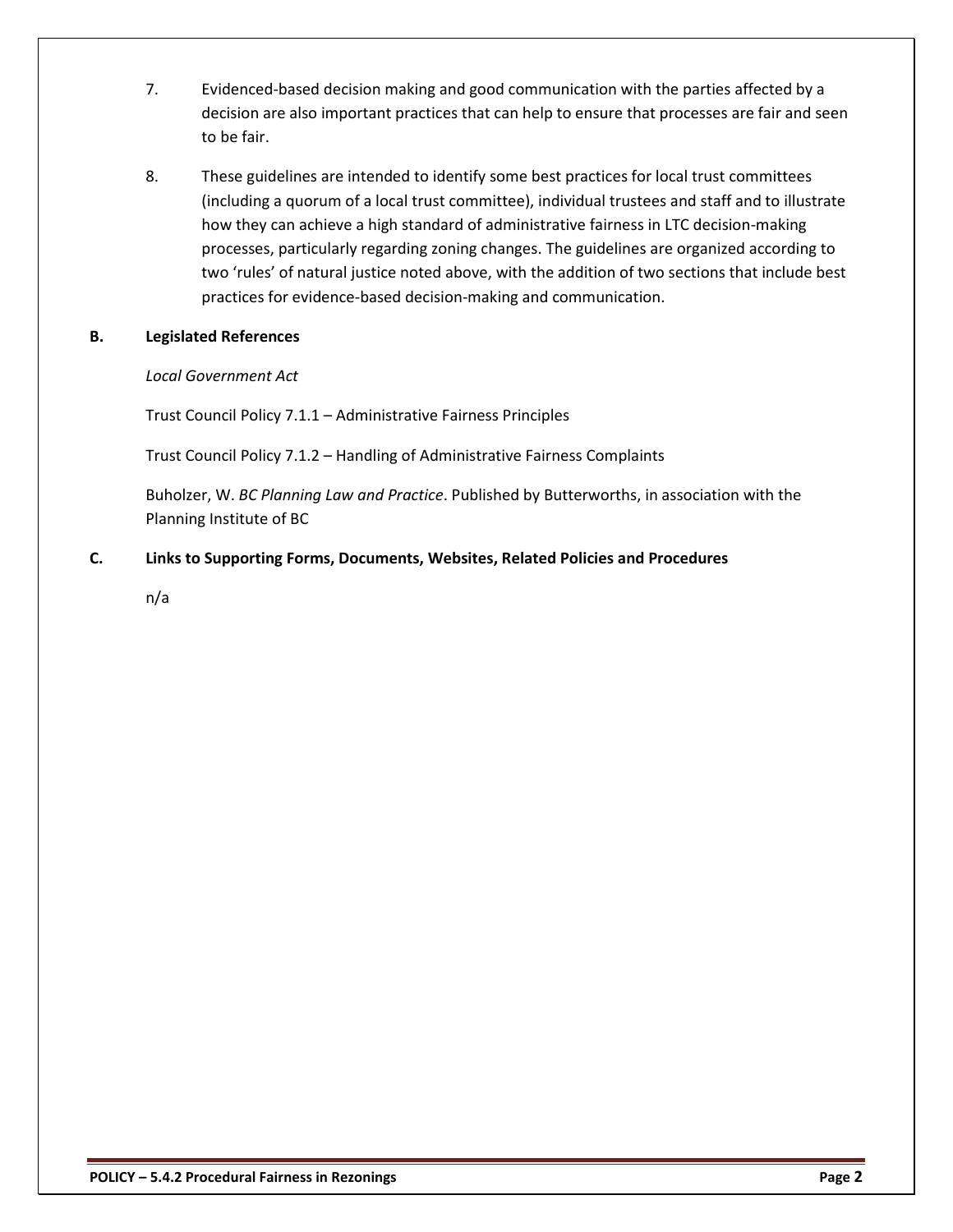7. Evidenced-based decision making and good communication with the parties affected by a decision are also important practices that can help to ensure that processes are fair and seen to be fair.

8. These guidelines are intended to identify some best practices for local trust committees (including a quorum of a local trust committee), individual trustees and staff and to illustrate how they can achieve a high standard of administrative fairness in LTC decision-making processes, particularly regarding zoning changes. The guidelines are organized according to two 'rules' of natural justice noted above, with the addition of two sections that include best practices for evidence-based decision-making and communication.

## B. Legislated References

*Local Government Act*

Trust Council Policy 7.1.1 – Administrative Fairness Principles

Trust Council Policy 7.1.2 – Handling of Administrative Fairness Complaints

Buholzer, W. *BC Planning Law and Practice*. Published by Butterworths, in association with the Planning Institute of BC

## C. Links to Supporting Forms, Documents, Websites, Related Policies and Procedures

n/a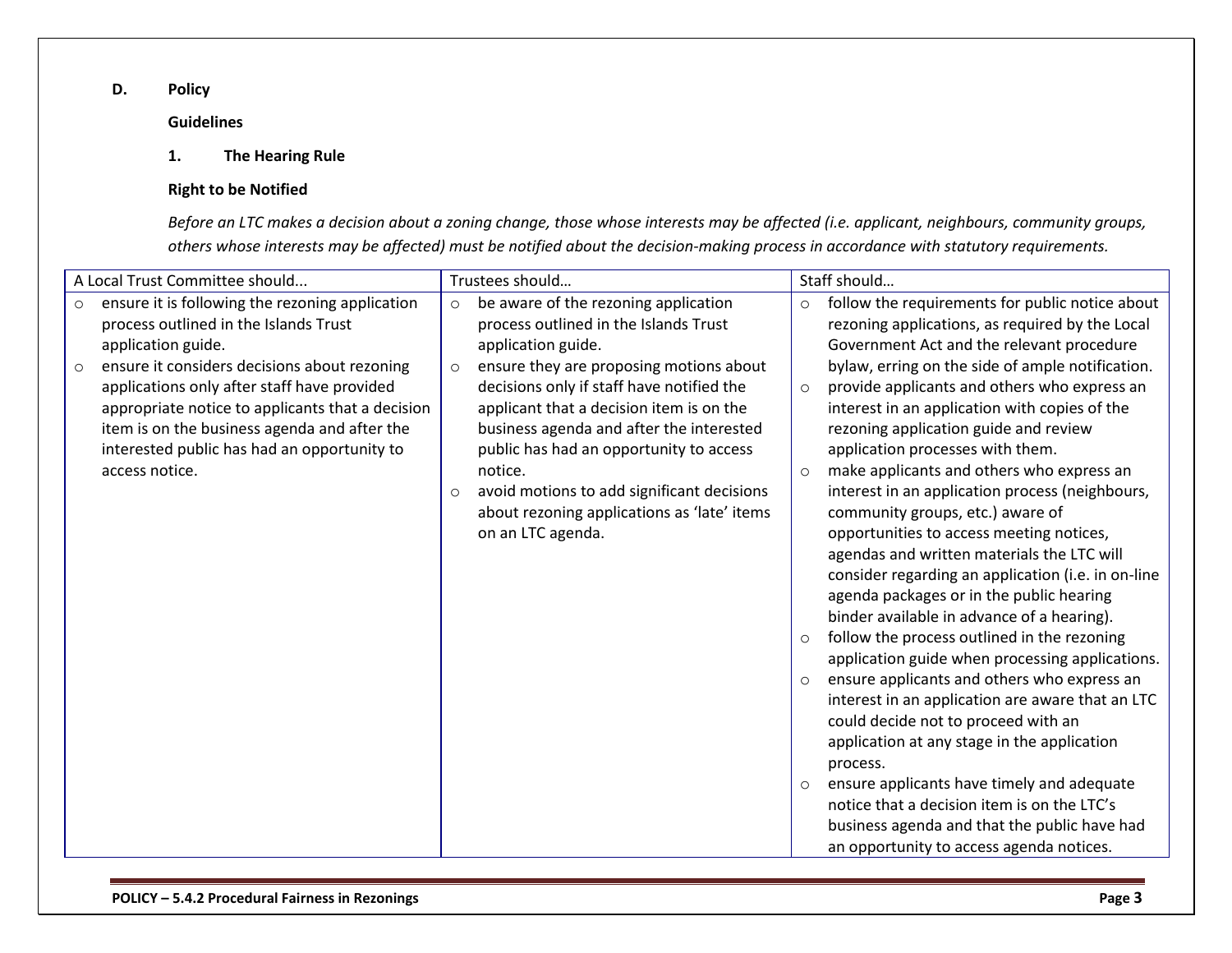### D. Policy

**Guidelines**

#### 1. The Hearing Rule

**Right to be Notified**

*Before an LTC makes a decision about a zoning change, those whose interests may be affected (i.e. applicant, neighbours, community groups, others whose interests may be affected) must be notified about the decision-making process in accordance with statutory requirements.*

| A Local Trust Committee should... | Trustees should… | Staff should… |
|---|---|---|
| ○ ensure it is following the rezoning application process outlined in the Islands Trust application guide.<br>○ ensure it considers decisions about rezoning applications only after staff have provided appropriate notice to applicants that a decision item is on the business agenda and after the interested public has had an opportunity to access notice. | ○ be aware of the rezoning application process outlined in the Islands Trust application guide.<br>○ ensure they are proposing motions about decisions only if staff have notified the applicant that a decision item is on the business agenda and after the interested public has had an opportunity to access notice.<br>○ avoid motions to add significant decisions about rezoning applications as 'late' items on an LTC agenda. | ○ follow the requirements for public notice about rezoning applications, as required by the Local Government Act and the relevant procedure bylaw, erring on the side of ample notification.<br>○ provide applicants and others who express an interest in an application with copies of the rezoning application guide and review application processes with them.<br>○ make applicants and others who express an interest in an application process (neighbours, community groups, etc.) aware of opportunities to access meeting notices, agendas and written materials the LTC will consider regarding an application (i.e. in on-line agenda packages or in the public hearing binder available in advance of a hearing).<br>○ follow the process outlined in the rezoning application guide when processing applications.<br>○ ensure applicants and others who express an interest in an application are aware that an LTC could decide not to proceed with an application at any stage in the application process.<br>○ ensure applicants have timely and adequate notice that a decision item is on the LTC's business agenda and that the public have had an opportunity to access agenda notices. |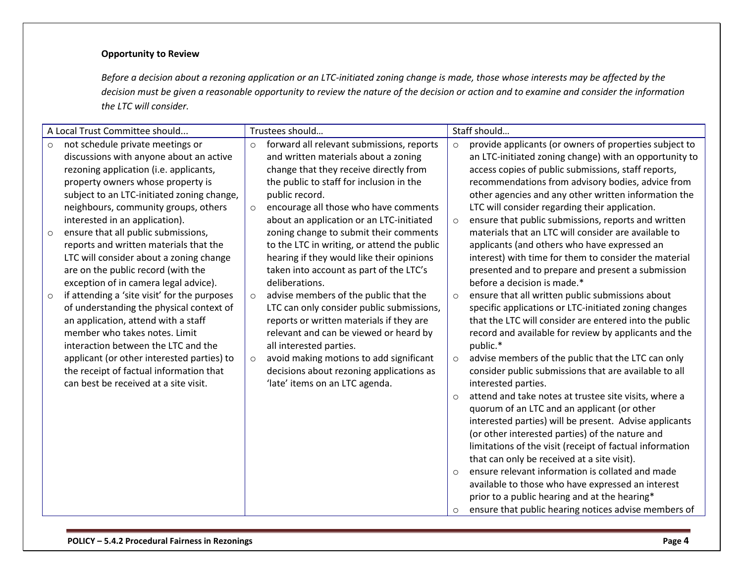**Opportunity to Review**

*Before a decision about a rezoning application or an LTC-initiated zoning change is made, those whose interests may be affected by the decision must be given a reasonable opportunity to review the nature of the decision or action and to examine and consider the information the LTC will consider.*

| A Local Trust Committee should... | Trustees should… | Staff should… |
|---|---|---|
| ○ not schedule private meetings or discussions with anyone about an active rezoning application (i.e. applicants, property owners whose property is subject to an LTC-initiated zoning change, neighbours, community groups, others interested in an application).<br>○ ensure that all public submissions, reports and written materials that the LTC will consider about a zoning change are on the public record (with the exception of in camera legal advice).<br>○ if attending a 'site visit' for the purposes of understanding the physical context of an application, attend with a staff member who takes notes. Limit interaction between the LTC and the applicant (or other interested parties) to the receipt of factual information that can best be received at a site visit. | ○ forward all relevant submissions, reports and written materials about a zoning change that they receive directly from the public to staff for inclusion in the public record.<br>○ encourage all those who have comments about an application or an LTC-initiated zoning change to submit their comments to the LTC in writing, or attend the public hearing if they would like their opinions taken into account as part of the LTC's deliberations.<br>○ advise members of the public that the LTC can only consider public submissions, reports or written materials if they are relevant and can be viewed or heard by all interested parties.<br>○ avoid making motions to add significant decisions about rezoning applications as 'late' items on an LTC agenda. | ○ provide applicants (or owners of properties subject to an LTC-initiated zoning change) with an opportunity to access copies of public submissions, staff reports, recommendations from advisory bodies, advice from other agencies and any other written information the LTC will consider regarding their application.<br>○ ensure that public submissions, reports and written materials that an LTC will consider are available to applicants (and others who have expressed an interest) with time for them to consider the material presented and to prepare and present a submission before a decision is made.*<br>○ ensure that all written public submissions about specific applications or LTC-initiated zoning changes that the LTC will consider are entered into the public record and available for review by applicants and the public.*<br>○ advise members of the public that the LTC can only consider public submissions that are available to all interested parties.<br>○ attend and take notes at trustee site visits, where a quorum of an LTC and an applicant (or other interested parties) will be present. Advise applicants (or other interested parties) of the nature and limitations of the visit (receipt of factual information that can only be received at a site visit).<br>○ ensure relevant information is collated and made available to those who have expressed an interest prior to a public hearing and at the hearing*<br>○ ensure that public hearing notices advise members of |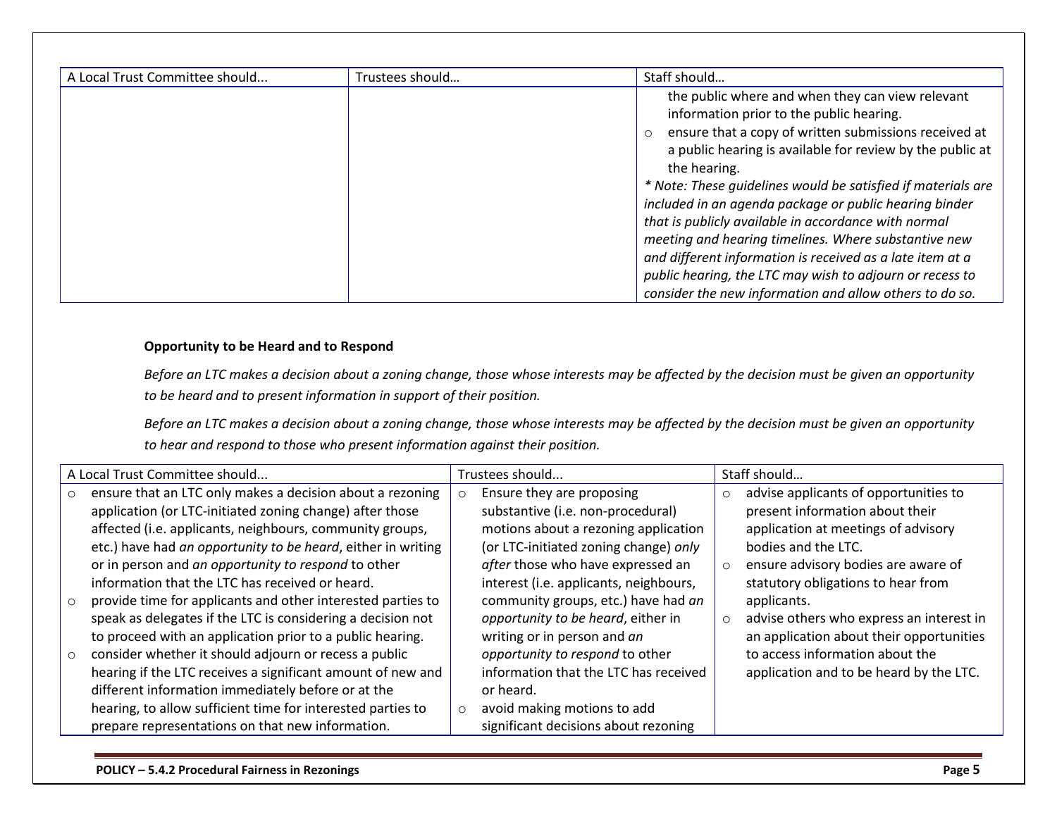| A Local Trust Committee should... | Trustees should… | Staff should… |
|---|---|---|
| | | the public where and when they can view relevant information prior to the public hearing.<br>○ ensure that a copy of written submissions received at a public hearing is available for review by the public at the hearing.<br>*\* Note: These guidelines would be satisfied if materials are included in an agenda package or public hearing binder that is publicly available in accordance with normal meeting and hearing timelines. Where substantive new and different information is received as a late item at a public hearing, the LTC may wish to adjourn or recess to consider the new information and allow others to do so.* |

**Opportunity to be Heard and to Respond**

*Before an LTC makes a decision about a zoning change, those whose interests may be affected by the decision must be given an opportunity to be heard and to present information in support of their position.*

*Before an LTC makes a decision about a zoning change, those whose interests may be affected by the decision must be given an opportunity to hear and respond to those who present information against their position.*

| A Local Trust Committee should... | Trustees should... | Staff should… |
|---|---|---|
| ○ ensure that an LTC only makes a decision about a rezoning application (or LTC-initiated zoning change) after those affected (i.e. applicants, neighbours, community groups, etc.) have had *an opportunity to be heard*, either in writing or in person and *an opportunity to respond* to other information that the LTC has received or heard.<br>○ provide time for applicants and other interested parties to speak as delegates if the LTC is considering a decision not to proceed with an application prior to a public hearing.<br>○ consider whether it should adjourn or recess a public hearing if the LTC receives a significant amount of new and different information immediately before or at the hearing, to allow sufficient time for interested parties to prepare representations on that new information. | ○ Ensure they are proposing substantive (i.e. non-procedural) motions about a rezoning application (or LTC-initiated zoning change) *only after* those who have expressed an interest (i.e. applicants, neighbours, community groups, etc.) have had *an opportunity to be heard*, either in writing or in person and *an opportunity to respond* to other information that the LTC has received or heard.<br>○ avoid making motions to add significant decisions about rezoning | ○ advise applicants of opportunities to present information about their application at meetings of advisory bodies and the LTC.<br>○ ensure advisory bodies are aware of statutory obligations to hear from applicants.<br>○ advise others who express an interest in an application about their opportunities to access information about the application and to be heard by the LTC. |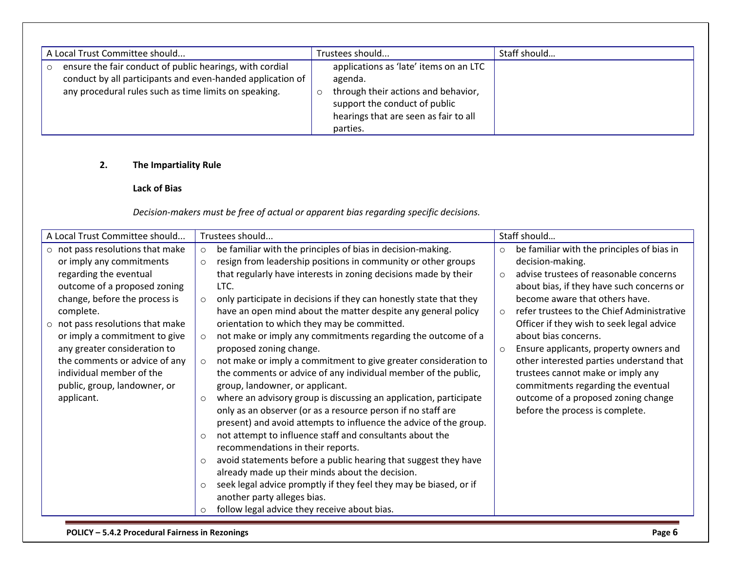| A Local Trust Committee should... | Trustees should... | Staff should… |
|---|---|---|
| ○ ensure the fair conduct of public hearings, with cordial conduct by all participants and even-handed application of any procedural rules such as time limits on speaking. | applications as 'late' items on an LTC agenda.<br>○ through their actions and behavior, support the conduct of public hearings that are seen as fair to all parties. | |

**2. The Impartiality Rule**

**Lack of Bias**

*Decision-makers must be free of actual or apparent bias regarding specific decisions.*

| A Local Trust Committee should... | Trustees should... | Staff should… |
|---|---|---|
| ○ not pass resolutions that make or imply any commitments regarding the eventual outcome of a proposed zoning change, before the process is complete.<br>○ not pass resolutions that make or imply a commitment to give any greater consideration to the comments or advice of any individual member of the public, group, landowner, or applicant. | ○ be familiar with the principles of bias in decision-making.<br>○ resign from leadership positions in community or other groups that regularly have interests in zoning decisions made by their LTC.<br>○ only participate in decisions if they can honestly state that they have an open mind about the matter despite any general policy orientation to which they may be committed.<br>○ not make or imply any commitments regarding the outcome of a proposed zoning change.<br>○ not make or imply a commitment to give greater consideration to the comments or advice of any individual member of the public, group, landowner, or applicant.<br>○ where an advisory group is discussing an application, participate only as an observer (or as a resource person if no staff are present) and avoid attempts to influence the advice of the group.<br>○ not attempt to influence staff and consultants about the recommendations in their reports.<br>○ avoid statements before a public hearing that suggest they have already made up their minds about the decision.<br>○ seek legal advice promptly if they feel they may be biased, or if another party alleges bias.<br>○ follow legal advice they receive about bias. | ○ be familiar with the principles of bias in decision-making.<br>○ advise trustees of reasonable concerns about bias, if they have such concerns or become aware that others have.<br>○ refer trustees to the Chief Administrative Officer if they wish to seek legal advice about bias concerns.<br>○ Ensure applicants, property owners and other interested parties understand that trustees cannot make or imply any commitments regarding the eventual outcome of a proposed zoning change before the process is complete. |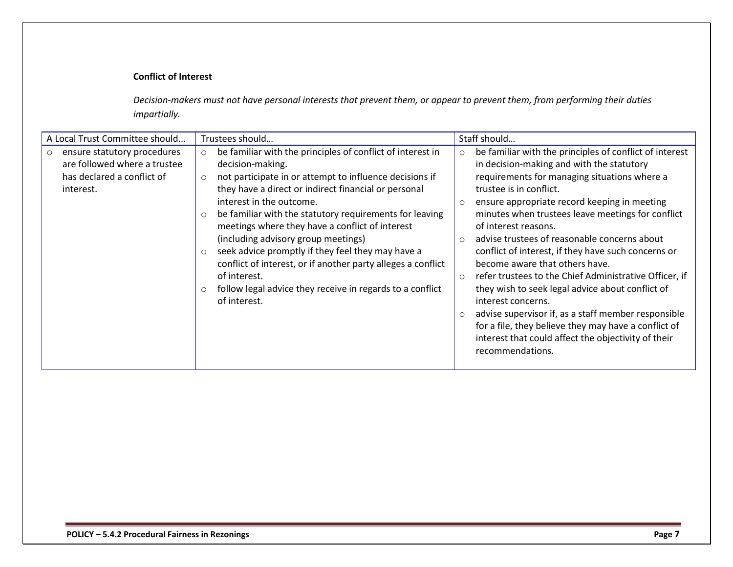**Conflict of Interest**

*Decision-makers must not have personal interests that prevent them, or appear to prevent them, from performing their duties impartially.*

| A Local Trust Committee should... | Trustees should… | Staff should… |
|---|---|---|
| ○ ensure statutory procedures are followed where a trustee has declared a conflict of interest. | ○ be familiar with the principles of conflict of interest in decision-making.<br>○ not participate in or attempt to influence decisions if they have a direct or indirect financial or personal interest in the outcome.<br>○ be familiar with the statutory requirements for leaving meetings where they have a conflict of interest (including advisory group meetings)<br>○ seek advice promptly if they feel they may have a conflict of interest, or if another party alleges a conflict of interest.<br>○ follow legal advice they receive in regards to a conflict of interest. | ○ be familiar with the principles of conflict of interest in decision-making and with the statutory requirements for managing situations where a trustee is in conflict.<br>○ ensure appropriate record keeping in meeting minutes when trustees leave meetings for conflict of interest reasons.<br>○ advise trustees of reasonable concerns about conflict of interest, if they have such concerns or become aware that others have.<br>○ refer trustees to the Chief Administrative Officer, if they wish to seek legal advice about conflict of interest concerns.<br>○ advise supervisor if, as a staff member responsible for a file, they believe they may have a conflict of interest that could affect the objectivity of their recommendations. |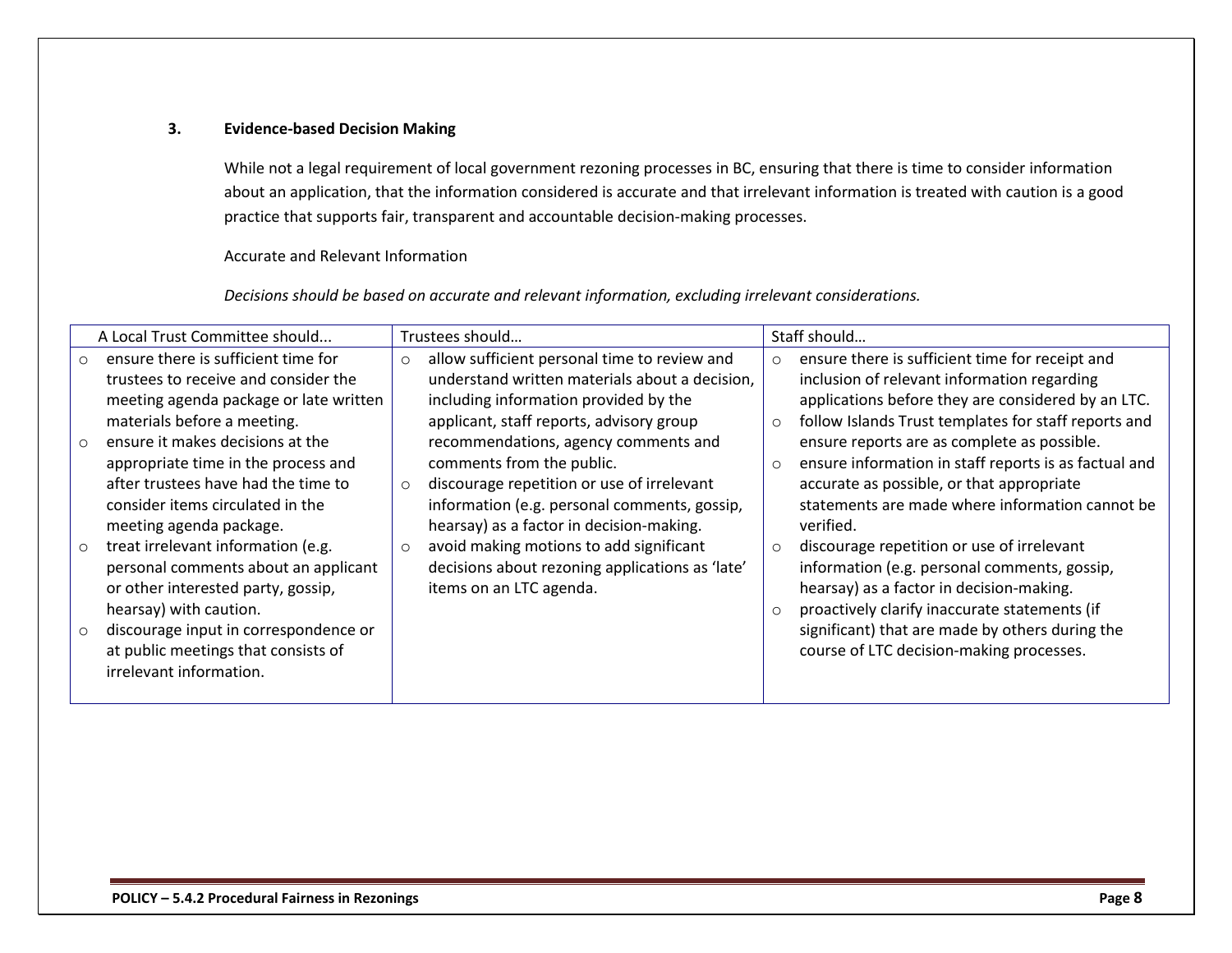### 3. Evidence-based Decision Making

While not a legal requirement of local government rezoning processes in BC, ensuring that there is time to consider information about an application, that the information considered is accurate and that irrelevant information is treated with caution is a good practice that supports fair, transparent and accountable decision-making processes.

Accurate and Relevant Information

*Decisions should be based on accurate and relevant information, excluding irrelevant considerations.*

| A Local Trust Committee should... | Trustees should… | Staff should… |
|---|---|---|
| ○ ensure there is sufficient time for trustees to receive and consider the meeting agenda package or late written materials before a meeting.<br>○ ensure it makes decisions at the appropriate time in the process and after trustees have had the time to consider items circulated in the meeting agenda package.<br>○ treat irrelevant information (e.g. personal comments about an applicant or other interested party, gossip, hearsay) with caution.<br>○ discourage input in correspondence or at public meetings that consists of irrelevant information. | ○ allow sufficient personal time to review and understand written materials about a decision, including information provided by the applicant, staff reports, advisory group recommendations, agency comments and comments from the public.<br>○ discourage repetition or use of irrelevant information (e.g. personal comments, gossip, hearsay) as a factor in decision-making.<br>○ avoid making motions to add significant decisions about rezoning applications as 'late' items on an LTC agenda. | ○ ensure there is sufficient time for receipt and inclusion of relevant information regarding applications before they are considered by an LTC.<br>○ follow Islands Trust templates for staff reports and ensure reports are as complete as possible.<br>○ ensure information in staff reports is as factual and accurate as possible, or that appropriate statements are made where information cannot be verified.<br>○ discourage repetition or use of irrelevant information (e.g. personal comments, gossip, hearsay) as a factor in decision-making.<br>○ proactively clarify inaccurate statements (if significant) that are made by others during the course of LTC decision-making processes. |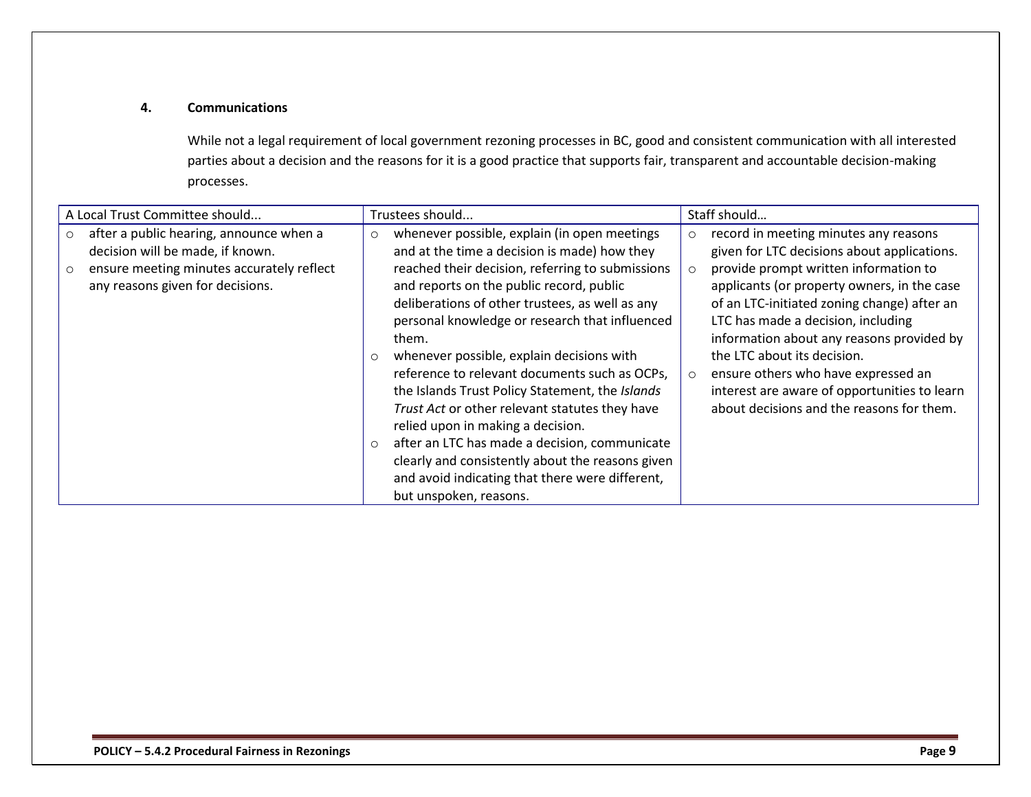#### 4. Communications

While not a legal requirement of local government rezoning processes in BC, good and consistent communication with all interested parties about a decision and the reasons for it is a good practice that supports fair, transparent and accountable decision-making processes.

| A Local Trust Committee should... | Trustees should... | Staff should… |
| --- | --- | --- |
| ○ after a public hearing, announce when a decision will be made, if known.<br>○ ensure meeting minutes accurately reflect any reasons given for decisions. | ○ whenever possible, explain (in open meetings and at the time a decision is made) how they reached their decision, referring to submissions and reports on the public record, public deliberations of other trustees, as well as any personal knowledge or research that influenced them.<br>○ whenever possible, explain decisions with reference to relevant documents such as OCPs, the Islands Trust Policy Statement, the *Islands Trust Act* or other relevant statutes they have relied upon in making a decision.<br>○ after an LTC has made a decision, communicate clearly and consistently about the reasons given and avoid indicating that there were different, but unspoken, reasons. | ○ record in meeting minutes any reasons given for LTC decisions about applications.<br>○ provide prompt written information to applicants (or property owners, in the case of an LTC-initiated zoning change) after an LTC has made a decision, including information about any reasons provided by the LTC about its decision.<br>○ ensure others who have expressed an interest are aware of opportunities to learn about decisions and the reasons for them. |